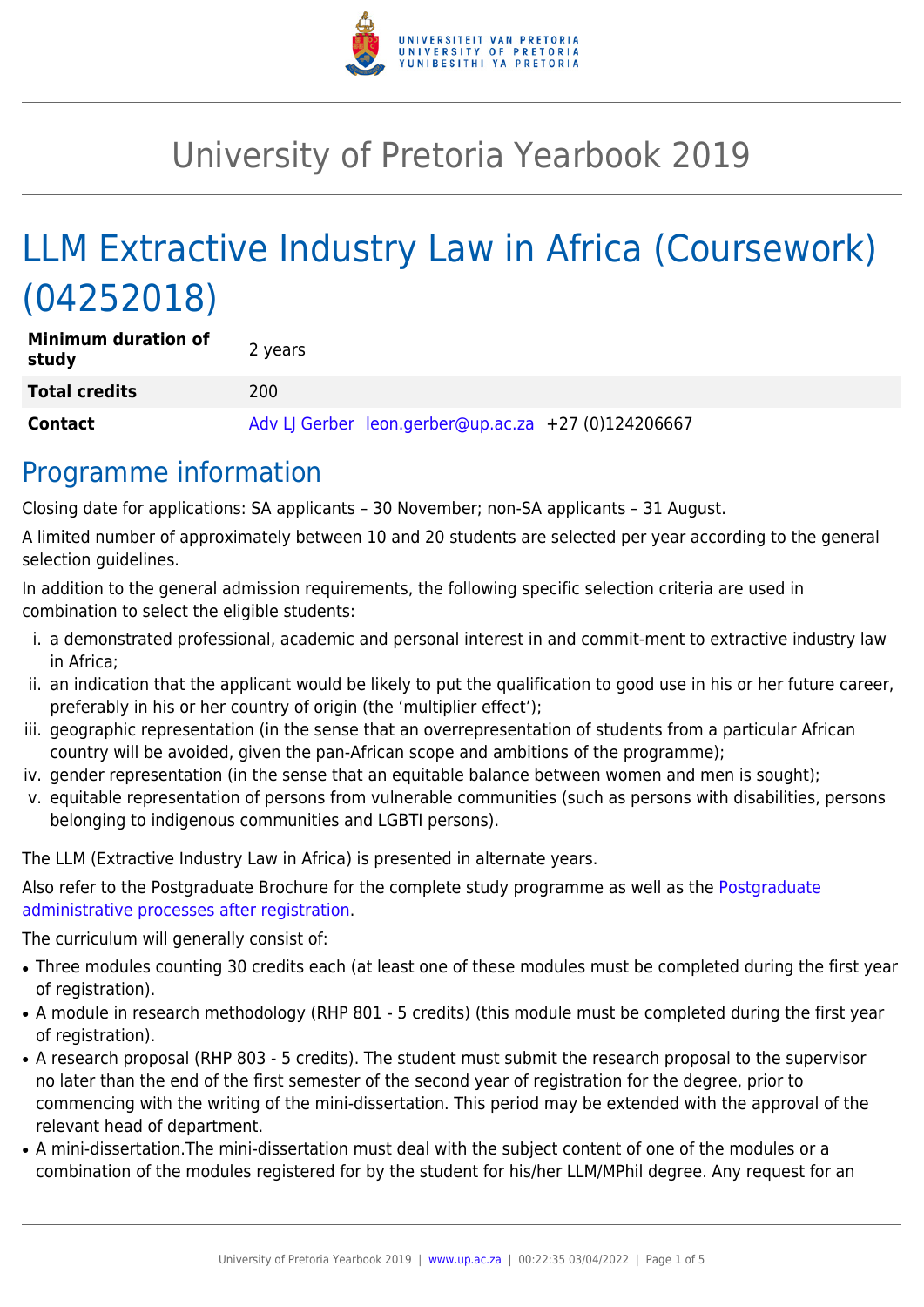# University of Pretoria Yearbook 2019

# LLM Extractive Industry Law in Africa (Coursework) (04252018)

| | |
|---|---|
| **Minimum duration of study** | 2 years |
| **Total credits** | 200 |
| **Contact** | Adv LJ Gerber leon.gerber@up.ac.za +27 (0)124206667 |

## Programme information

Closing date for applications: SA applicants – 30 November; non-SA applicants – 31 August.

A limited number of approximately between 10 and 20 students are selected per year according to the general selection guidelines.

In addition to the general admission requirements, the following specific selection criteria are used in combination to select the eligible students:

i. a demonstrated professional, academic and personal interest in and commit-ment to extractive industry law in Africa;
ii. an indication that the applicant would be likely to put the qualification to good use in his or her future career, preferably in his or her country of origin (the 'multiplier effect');
iii. geographic representation (in the sense that an overrepresentation of students from a particular African country will be avoided, given the pan-African scope and ambitions of the programme);
iv. gender representation (in the sense that an equitable balance between women and men is sought);
v. equitable representation of persons from vulnerable communities (such as persons with disabilities, persons belonging to indigenous communities and LGBTI persons).

The LLM (Extractive Industry Law in Africa) is presented in alternate years.

Also refer to the Postgraduate Brochure for the complete study programme as well as the Postgraduate administrative processes after registration.

The curriculum will generally consist of:

- Three modules counting 30 credits each (at least one of these modules must be completed during the first year of registration).
- A module in research methodology (RHP 801 - 5 credits) (this module must be completed during the first year of registration).
- A research proposal (RHP 803 - 5 credits). The student must submit the research proposal to the supervisor no later than the end of the first semester of the second year of registration for the degree, prior to commencing with the writing of the mini-dissertation. This period may be extended with the approval of the relevant head of department.
- A mini-dissertation.The mini-dissertation must deal with the subject content of one of the modules or a combination of the modules registered for by the student for his/her LLM/MPhil degree. Any request for an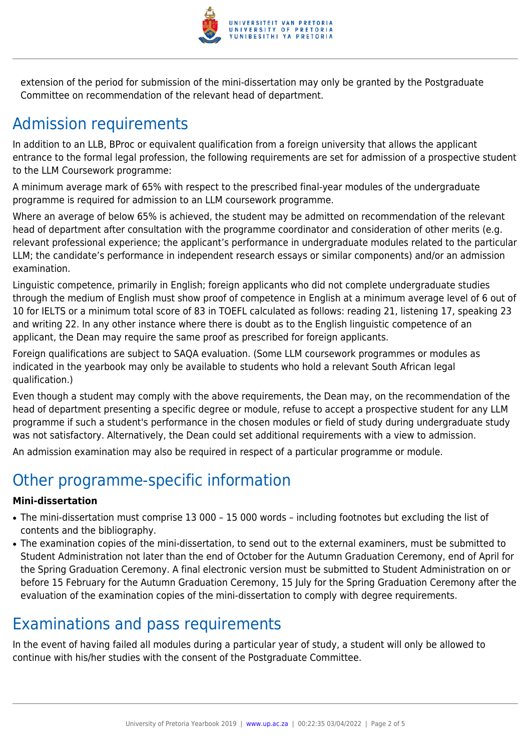extension of the period for submission of the mini-dissertation may only be granted by the Postgraduate Committee on recommendation of the relevant head of department.

## Admission requirements

In addition to an LLB, BProc or equivalent qualification from a foreign university that allows the applicant entrance to the formal legal profession, the following requirements are set for admission of a prospective student to the LLM Coursework programme:

A minimum average mark of 65% with respect to the prescribed final-year modules of the undergraduate programme is required for admission to an LLM coursework programme.

Where an average of below 65% is achieved, the student may be admitted on recommendation of the relevant head of department after consultation with the programme coordinator and consideration of other merits (e.g. relevant professional experience; the applicant's performance in undergraduate modules related to the particular LLM; the candidate's performance in independent research essays or similar components) and/or an admission examination.

Linguistic competence, primarily in English; foreign applicants who did not complete undergraduate studies through the medium of English must show proof of competence in English at a minimum average level of 6 out of 10 for IELTS or a minimum total score of 83 in TOEFL calculated as follows: reading 21, listening 17, speaking 23 and writing 22. In any other instance where there is doubt as to the English linguistic competence of an applicant, the Dean may require the same proof as prescribed for foreign applicants.

Foreign qualifications are subject to SAQA evaluation. (Some LLM coursework programmes or modules as indicated in the yearbook may only be available to students who hold a relevant South African legal qualification.)

Even though a student may comply with the above requirements, the Dean may, on the recommendation of the head of department presenting a specific degree or module, refuse to accept a prospective student for any LLM programme if such a student's performance in the chosen modules or field of study during undergraduate study was not satisfactory. Alternatively, the Dean could set additional requirements with a view to admission.

An admission examination may also be required in respect of a particular programme or module.

## Other programme-specific information

**Mini-dissertation**

- The mini-dissertation must comprise 13 000 – 15 000 words – including footnotes but excluding the list of contents and the bibliography.
- The examination copies of the mini-dissertation, to send out to the external examiners, must be submitted to Student Administration not later than the end of October for the Autumn Graduation Ceremony, end of April for the Spring Graduation Ceremony. A final electronic version must be submitted to Student Administration on or before 15 February for the Autumn Graduation Ceremony, 15 July for the Spring Graduation Ceremony after the evaluation of the examination copies of the mini-dissertation to comply with degree requirements.

## Examinations and pass requirements

In the event of having failed all modules during a particular year of study, a student will only be allowed to continue with his/her studies with the consent of the Postgraduate Committee.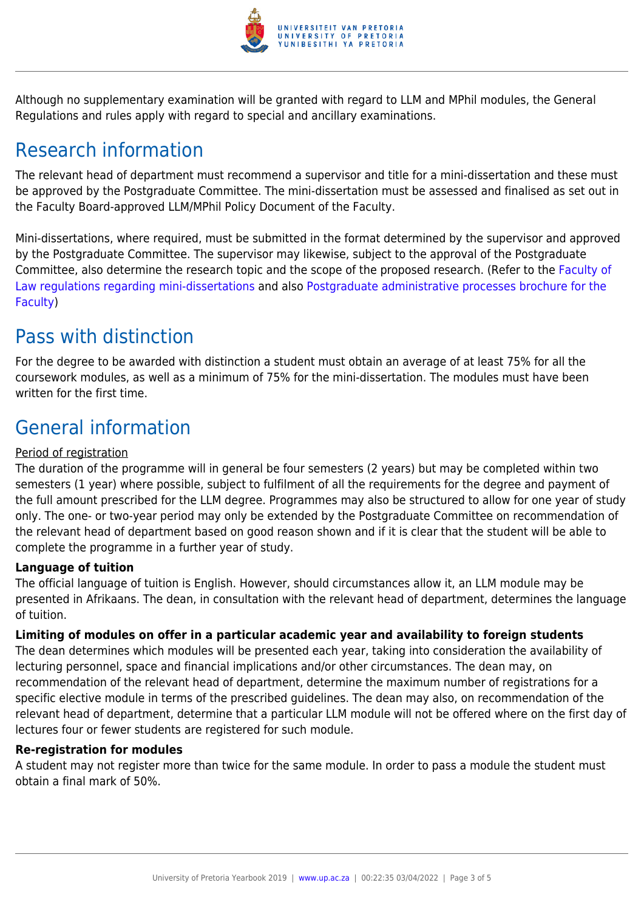Although no supplementary examination will be granted with regard to LLM and MPhil modules, the General Regulations and rules apply with regard to special and ancillary examinations.

## Research information

The relevant head of department must recommend a supervisor and title for a mini-dissertation and these must be approved by the Postgraduate Committee. The mini-dissertation must be assessed and finalised as set out in the Faculty Board-approved LLM/MPhil Policy Document of the Faculty.

Mini-dissertations, where required, must be submitted in the format determined by the supervisor and approved by the Postgraduate Committee. The supervisor may likewise, subject to the approval of the Postgraduate Committee, also determine the research topic and the scope of the proposed research. (Refer to the Faculty of Law regulations regarding mini-dissertations and also Postgraduate administrative processes brochure for the Faculty)

## Pass with distinction

For the degree to be awarded with distinction a student must obtain an average of at least 75% for all the coursework modules, as well as a minimum of 75% for the mini-dissertation. The modules must have been written for the first time.

## General information

Period of registration
The duration of the programme will in general be four semesters (2 years) but may be completed within two semesters (1 year) where possible, subject to fulfilment of all the requirements for the degree and payment of the full amount prescribed for the LLM degree. Programmes may also be structured to allow for one year of study only. The one- or two-year period may only be extended by the Postgraduate Committee on recommendation of the relevant head of department based on good reason shown and if it is clear that the student will be able to complete the programme in a further year of study.

**Language of tuition**
The official language of tuition is English. However, should circumstances allow it, an LLM module may be presented in Afrikaans. The dean, in consultation with the relevant head of department, determines the language of tuition.

**Limiting of modules on offer in a particular academic year and availability to foreign students**
The dean determines which modules will be presented each year, taking into consideration the availability of lecturing personnel, space and financial implications and/or other circumstances. The dean may, on recommendation of the relevant head of department, determine the maximum number of registrations for a specific elective module in terms of the prescribed guidelines. The dean may also, on recommendation of the relevant head of department, determine that a particular LLM module will not be offered where on the first day of lectures four or fewer students are registered for such module.

**Re-registration for modules**
A student may not register more than twice for the same module. In order to pass a module the student must obtain a final mark of 50%.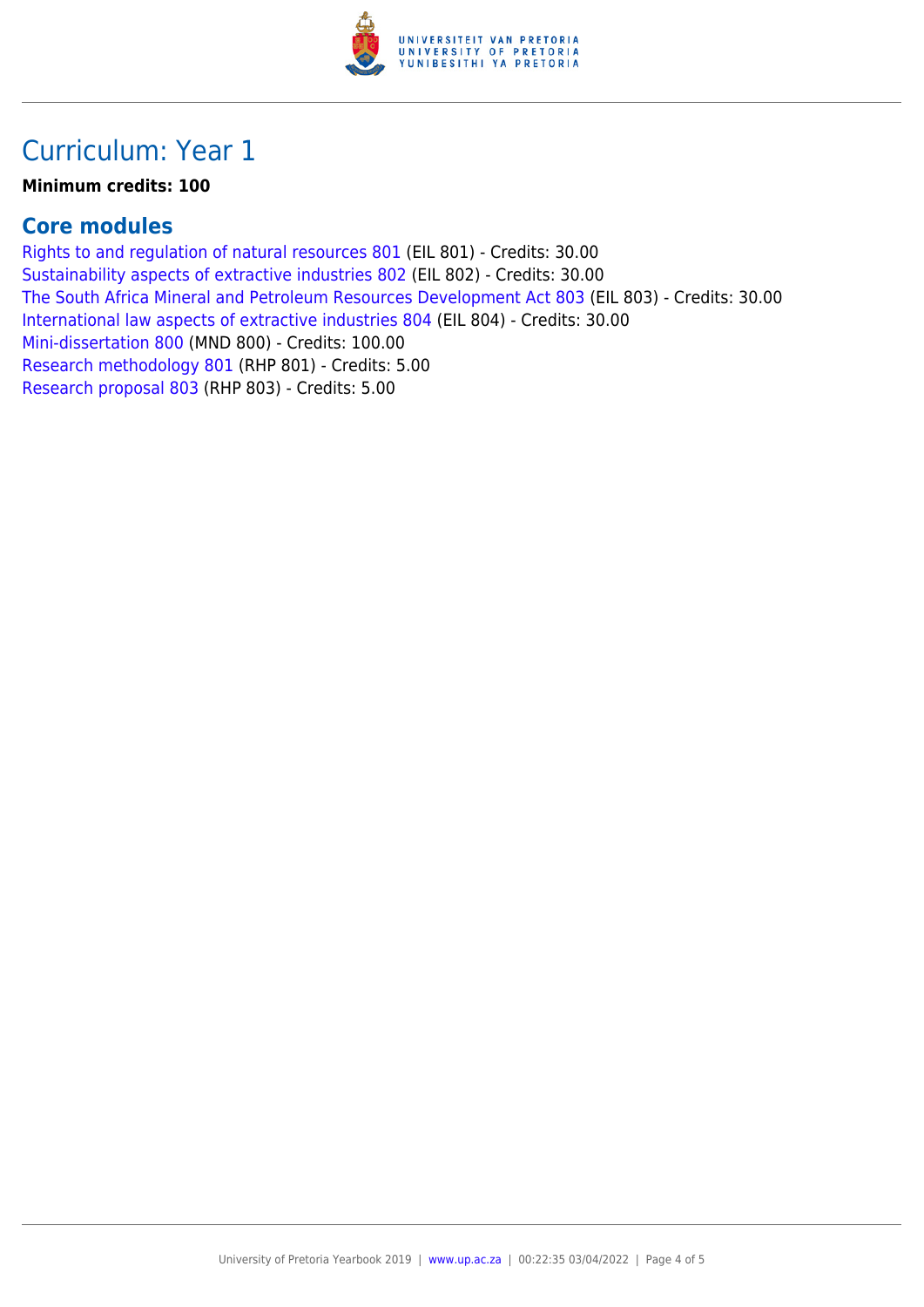# Curriculum: Year 1

**Minimum credits: 100**

## Core modules

Rights to and regulation of natural resources 801 (EIL 801) - Credits: 30.00
Sustainability aspects of extractive industries 802 (EIL 802) - Credits: 30.00
The South Africa Mineral and Petroleum Resources Development Act 803 (EIL 803) - Credits: 30.00
International law aspects of extractive industries 804 (EIL 804) - Credits: 30.00
Mini-dissertation 800 (MND 800) - Credits: 100.00
Research methodology 801 (RHP 801) - Credits: 5.00
Research proposal 803 (RHP 803) - Credits: 5.00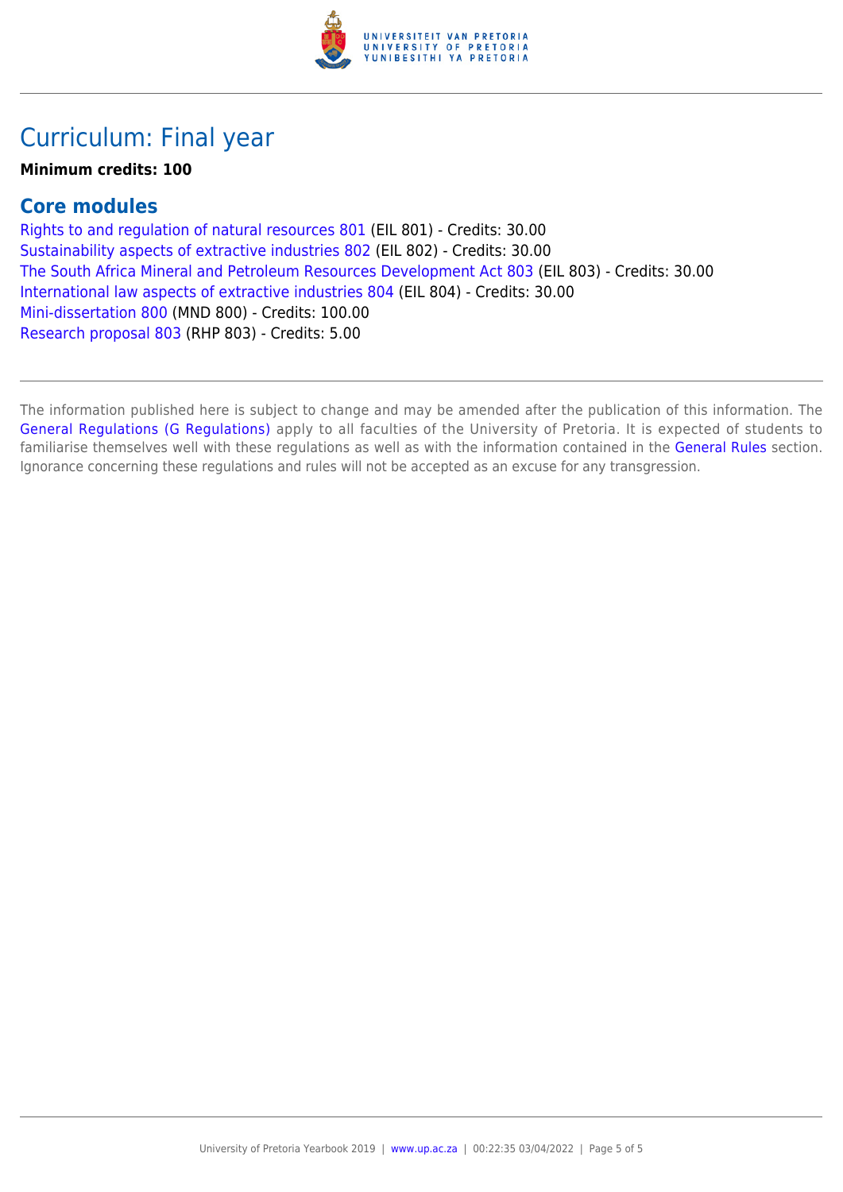## Curriculum: Final year

**Minimum credits: 100**

### Core modules

Rights to and regulation of natural resources 801 (EIL 801) - Credits: 30.00
Sustainability aspects of extractive industries 802 (EIL 802) - Credits: 30.00
The South Africa Mineral and Petroleum Resources Development Act 803 (EIL 803) - Credits: 30.00
International law aspects of extractive industries 804 (EIL 804) - Credits: 30.00
Mini-dissertation 800 (MND 800) - Credits: 100.00
Research proposal 803 (RHP 803) - Credits: 5.00

The information published here is subject to change and may be amended after the publication of this information. The General Regulations (G Regulations) apply to all faculties of the University of Pretoria. It is expected of students to familiarise themselves well with these regulations as well as with the information contained in the General Rules section. Ignorance concerning these regulations and rules will not be accepted as an excuse for any transgression.